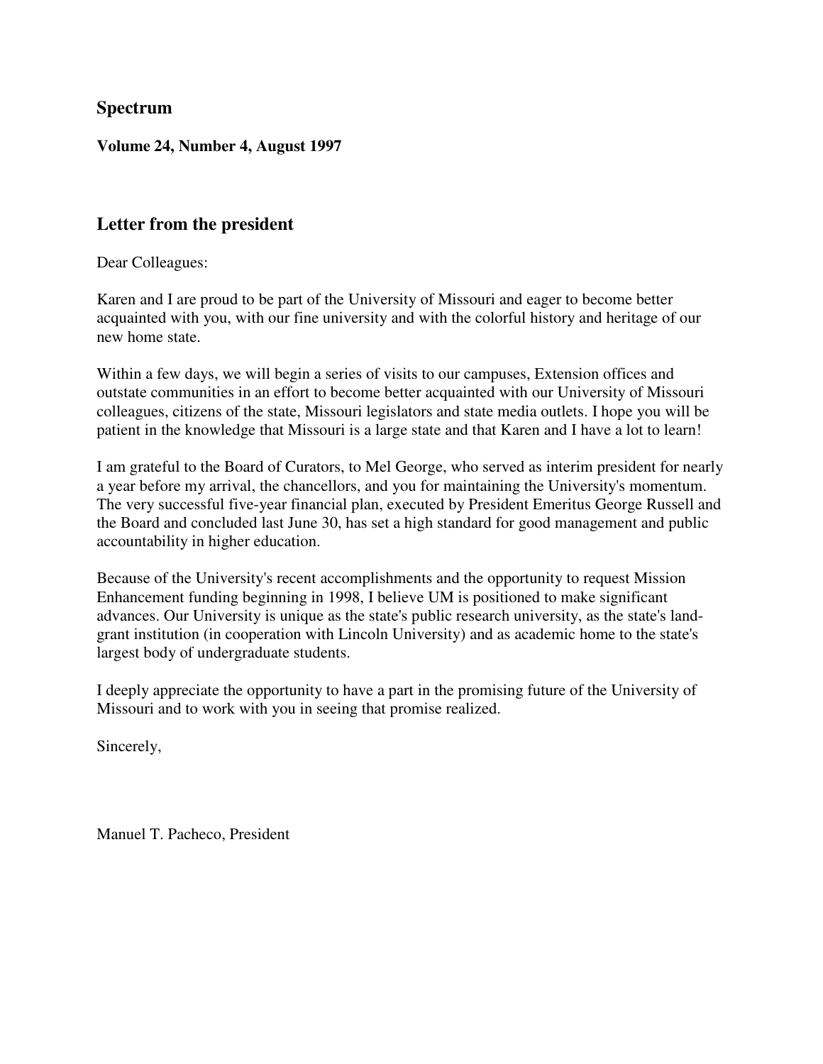# Spectrum

**Volume 24, Number 4, August 1997**

## Letter from the president

Dear Colleagues:

Karen and I are proud to be part of the University of Missouri and eager to become better acquainted with you, with our fine university and with the colorful history and heritage of our new home state.

Within a few days, we will begin a series of visits to our campuses, Extension offices and outstate communities in an effort to become better acquainted with our University of Missouri colleagues, citizens of the state, Missouri legislators and state media outlets. I hope you will be patient in the knowledge that Missouri is a large state and that Karen and I have a lot to learn!

I am grateful to the Board of Curators, to Mel George, who served as interim president for nearly a year before my arrival, the chancellors, and you for maintaining the University's momentum. The very successful five-year financial plan, executed by President Emeritus George Russell and the Board and concluded last June 30, has set a high standard for good management and public accountability in higher education.

Because of the University's recent accomplishments and the opportunity to request Mission Enhancement funding beginning in 1998, I believe UM is positioned to make significant advances. Our University is unique as the state's public research university, as the state's land-grant institution (in cooperation with Lincoln University) and as academic home to the state's largest body of undergraduate students.

I deeply appreciate the opportunity to have a part in the promising future of the University of Missouri and to work with you in seeing that promise realized.

Sincerely,

Manuel T. Pacheco, President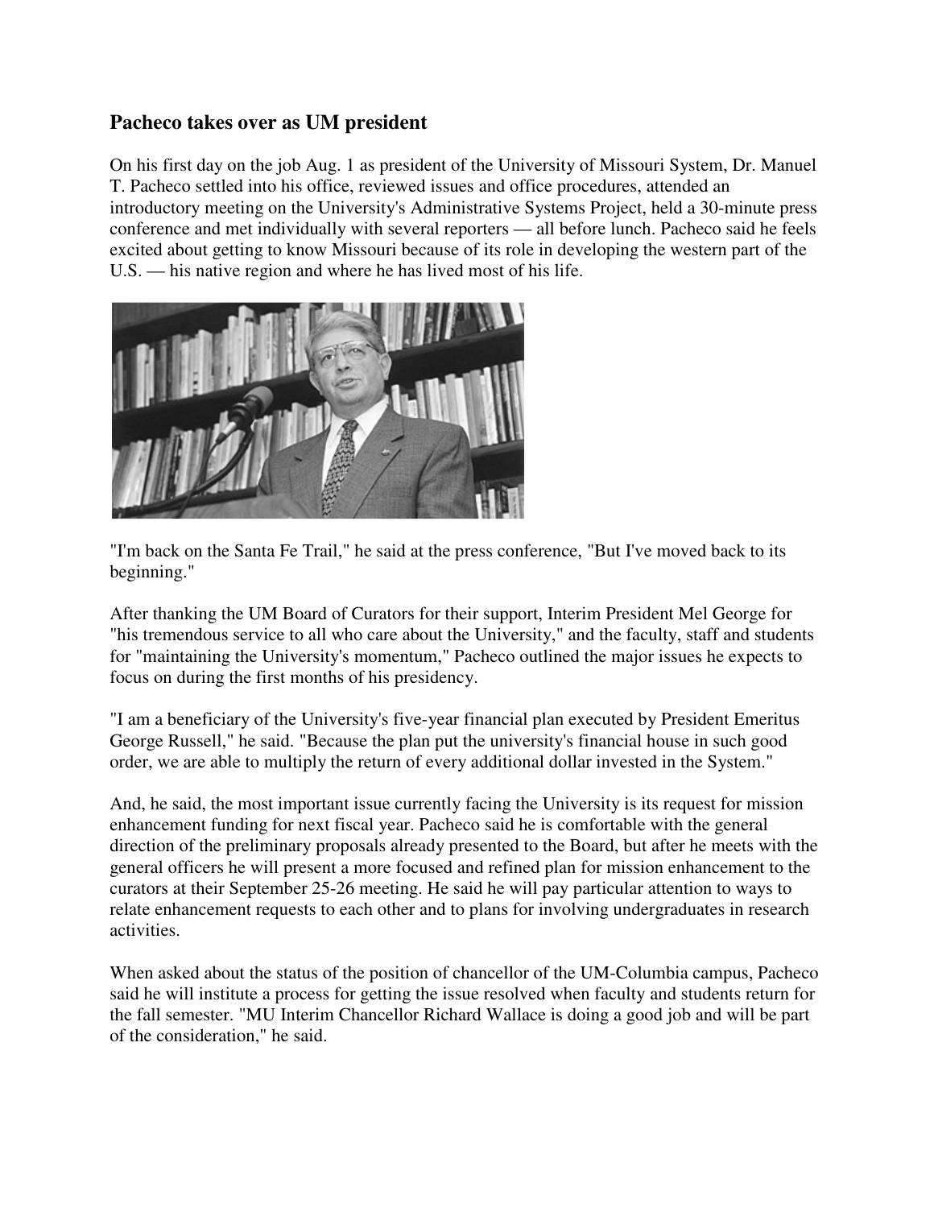### Pacheco takes over as UM president

On his first day on the job Aug. 1 as president of the University of Missouri System, Dr. Manuel T. Pacheco settled into his office, reviewed issues and office procedures, attended an introductory meeting on the University's Administrative Systems Project, held a 30-minute press conference and met individually with several reporters — all before lunch. Pacheco said he feels excited about getting to know Missouri because of its role in developing the western part of the U.S. — his native region and where he has lived most of his life.

"I'm back on the Santa Fe Trail," he said at the press conference, "But I've moved back to its beginning."

After thanking the UM Board of Curators for their support, Interim President Mel George for "his tremendous service to all who care about the University," and the faculty, staff and students for "maintaining the University's momentum," Pacheco outlined the major issues he expects to focus on during the first months of his presidency.

"I am a beneficiary of the University's five-year financial plan executed by President Emeritus George Russell," he said. "Because the plan put the university's financial house in such good order, we are able to multiply the return of every additional dollar invested in the System."

And, he said, the most important issue currently facing the University is its request for mission enhancement funding for next fiscal year. Pacheco said he is comfortable with the general direction of the preliminary proposals already presented to the Board, but after he meets with the general officers he will present a more focused and refined plan for mission enhancement to the curators at their September 25-26 meeting. He said he will pay particular attention to ways to relate enhancement requests to each other and to plans for involving undergraduates in research activities.

When asked about the status of the position of chancellor of the UM-Columbia campus, Pacheco said he will institute a process for getting the issue resolved when faculty and students return for the fall semester. "MU Interim Chancellor Richard Wallace is doing a good job and will be part of the consideration," he said.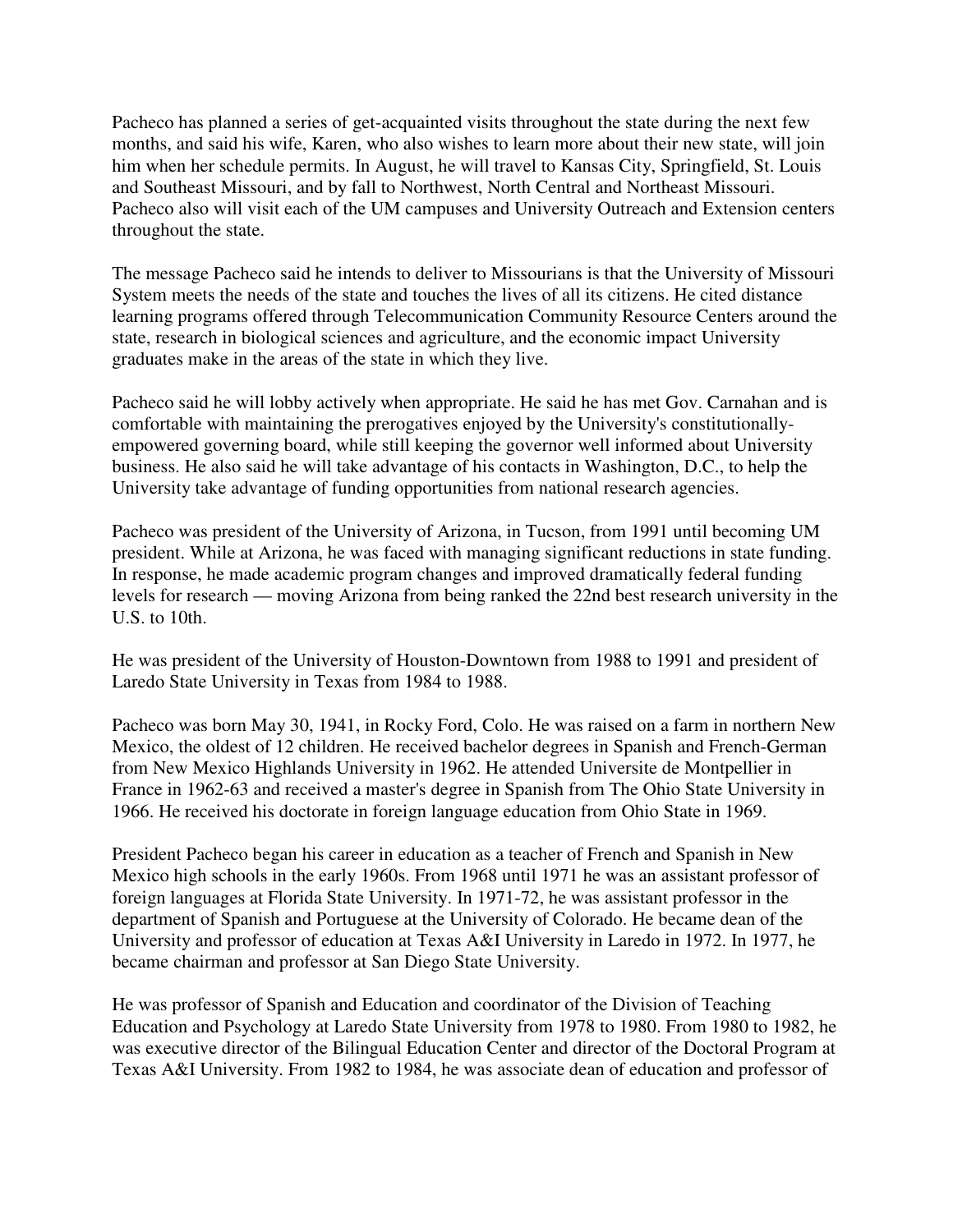Pacheco has planned a series of get-acquainted visits throughout the state during the next few months, and said his wife, Karen, who also wishes to learn more about their new state, will join him when her schedule permits. In August, he will travel to Kansas City, Springfield, St. Louis and Southeast Missouri, and by fall to Northwest, North Central and Northeast Missouri. Pacheco also will visit each of the UM campuses and University Outreach and Extension centers throughout the state.

The message Pacheco said he intends to deliver to Missourians is that the University of Missouri System meets the needs of the state and touches the lives of all its citizens. He cited distance learning programs offered through Telecommunication Community Resource Centers around the state, research in biological sciences and agriculture, and the economic impact University graduates make in the areas of the state in which they live.

Pacheco said he will lobby actively when appropriate. He said he has met Gov. Carnahan and is comfortable with maintaining the prerogatives enjoyed by the University's constitutionally-empowered governing board, while still keeping the governor well informed about University business. He also said he will take advantage of his contacts in Washington, D.C., to help the University take advantage of funding opportunities from national research agencies.

Pacheco was president of the University of Arizona, in Tucson, from 1991 until becoming UM president. While at Arizona, he was faced with managing significant reductions in state funding. In response, he made academic program changes and improved dramatically federal funding levels for research — moving Arizona from being ranked the 22nd best research university in the U.S. to 10th.

He was president of the University of Houston-Downtown from 1988 to 1991 and president of Laredo State University in Texas from 1984 to 1988.

Pacheco was born May 30, 1941, in Rocky Ford, Colo. He was raised on a farm in northern New Mexico, the oldest of 12 children. He received bachelor degrees in Spanish and French-German from New Mexico Highlands University in 1962. He attended Universite de Montpellier in France in 1962-63 and received a master's degree in Spanish from The Ohio State University in 1966. He received his doctorate in foreign language education from Ohio State in 1969.

President Pacheco began his career in education as a teacher of French and Spanish in New Mexico high schools in the early 1960s. From 1968 until 1971 he was an assistant professor of foreign languages at Florida State University. In 1971-72, he was assistant professor in the department of Spanish and Portuguese at the University of Colorado. He became dean of the University and professor of education at Texas A&I University in Laredo in 1972. In 1977, he became chairman and professor at San Diego State University.

He was professor of Spanish and Education and coordinator of the Division of Teaching Education and Psychology at Laredo State University from 1978 to 1980. From 1980 to 1982, he was executive director of the Bilingual Education Center and director of the Doctoral Program at Texas A&I University. From 1982 to 1984, he was associate dean of education and professor of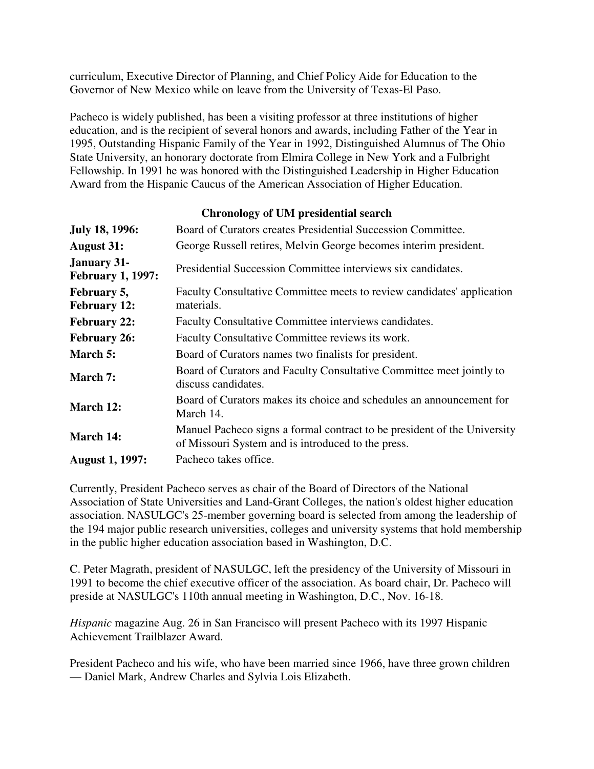curriculum, Executive Director of Planning, and Chief Policy Aide for Education to the Governor of New Mexico while on leave from the University of Texas-El Paso.

Pacheco is widely published, has been a visiting professor at three institutions of higher education, and is the recipient of several honors and awards, including Father of the Year in 1995, Outstanding Hispanic Family of the Year in 1992, Distinguished Alumnus of The Ohio State University, an honorary doctorate from Elmira College in New York and a Fulbright Fellowship. In 1991 he was honored with the Distinguished Leadership in Higher Education Award from the Hispanic Caucus of the American Association of Higher Education.

**Chronology of UM presidential search**

| | |
|---|---|
| **July 18, 1996:** | Board of Curators creates Presidential Succession Committee. |
| **August 31:** | George Russell retires, Melvin George becomes interim president. |
| **January 31- February 1, 1997:** | Presidential Succession Committee interviews six candidates. |
| **February 5, February 12:** | Faculty Consultative Committee meets to review candidates' application materials. |
| **February 22:** | Faculty Consultative Committee interviews candidates. |
| **February 26:** | Faculty Consultative Committee reviews its work. |
| **March 5:** | Board of Curators names two finalists for president. |
| **March 7:** | Board of Curators and Faculty Consultative Committee meet jointly to discuss candidates. |
| **March 12:** | Board of Curators makes its choice and schedules an announcement for March 14. |
| **March 14:** | Manuel Pacheco signs a formal contract to be president of the University of Missouri System and is introduced to the press. |
| **August 1, 1997:** | Pacheco takes office. |

Currently, President Pacheco serves as chair of the Board of Directors of the National Association of State Universities and Land-Grant Colleges, the nation's oldest higher education association. NASULGC's 25-member governing board is selected from among the leadership of the 194 major public research universities, colleges and university systems that hold membership in the public higher education association based in Washington, D.C.

C. Peter Magrath, president of NASULGC, left the presidency of the University of Missouri in 1991 to become the chief executive officer of the association. As board chair, Dr. Pacheco will preside at NASULGC's 110th annual meeting in Washington, D.C., Nov. 16-18.

*Hispanic* magazine Aug. 26 in San Francisco will present Pacheco with its 1997 Hispanic Achievement Trailblazer Award.

President Pacheco and his wife, who have been married since 1966, have three grown children — Daniel Mark, Andrew Charles and Sylvia Lois Elizabeth.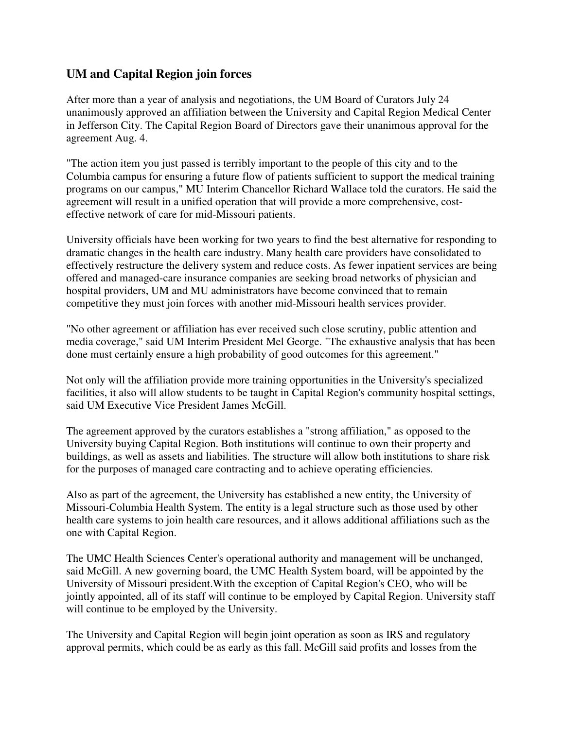## UM and Capital Region join forces

After more than a year of analysis and negotiations, the UM Board of Curators July 24 unanimously approved an affiliation between the University and Capital Region Medical Center in Jefferson City. The Capital Region Board of Directors gave their unanimous approval for the agreement Aug. 4.

"The action item you just passed is terribly important to the people of this city and to the Columbia campus for ensuring a future flow of patients sufficient to support the medical training programs on our campus," MU Interim Chancellor Richard Wallace told the curators. He said the agreement will result in a unified operation that will provide a more comprehensive, cost-effective network of care for mid-Missouri patients.

University officials have been working for two years to find the best alternative for responding to dramatic changes in the health care industry. Many health care providers have consolidated to effectively restructure the delivery system and reduce costs. As fewer inpatient services are being offered and managed-care insurance companies are seeking broad networks of physician and hospital providers, UM and MU administrators have become convinced that to remain competitive they must join forces with another mid-Missouri health services provider.

"No other agreement or affiliation has ever received such close scrutiny, public attention and media coverage," said UM Interim President Mel George. "The exhaustive analysis that has been done must certainly ensure a high probability of good outcomes for this agreement."

Not only will the affiliation provide more training opportunities in the University's specialized facilities, it also will allow students to be taught in Capital Region's community hospital settings, said UM Executive Vice President James McGill.

The agreement approved by the curators establishes a "strong affiliation," as opposed to the University buying Capital Region. Both institutions will continue to own their property and buildings, as well as assets and liabilities. The structure will allow both institutions to share risk for the purposes of managed care contracting and to achieve operating efficiencies.

Also as part of the agreement, the University has established a new entity, the University of Missouri-Columbia Health System. The entity is a legal structure such as those used by other health care systems to join health care resources, and it allows additional affiliations such as the one with Capital Region.

The UMC Health Sciences Center's operational authority and management will be unchanged, said McGill. A new governing board, the UMC Health System board, will be appointed by the University of Missouri president.With the exception of Capital Region's CEO, who will be jointly appointed, all of its staff will continue to be employed by Capital Region. University staff will continue to be employed by the University.

The University and Capital Region will begin joint operation as soon as IRS and regulatory approval permits, which could be as early as this fall. McGill said profits and losses from the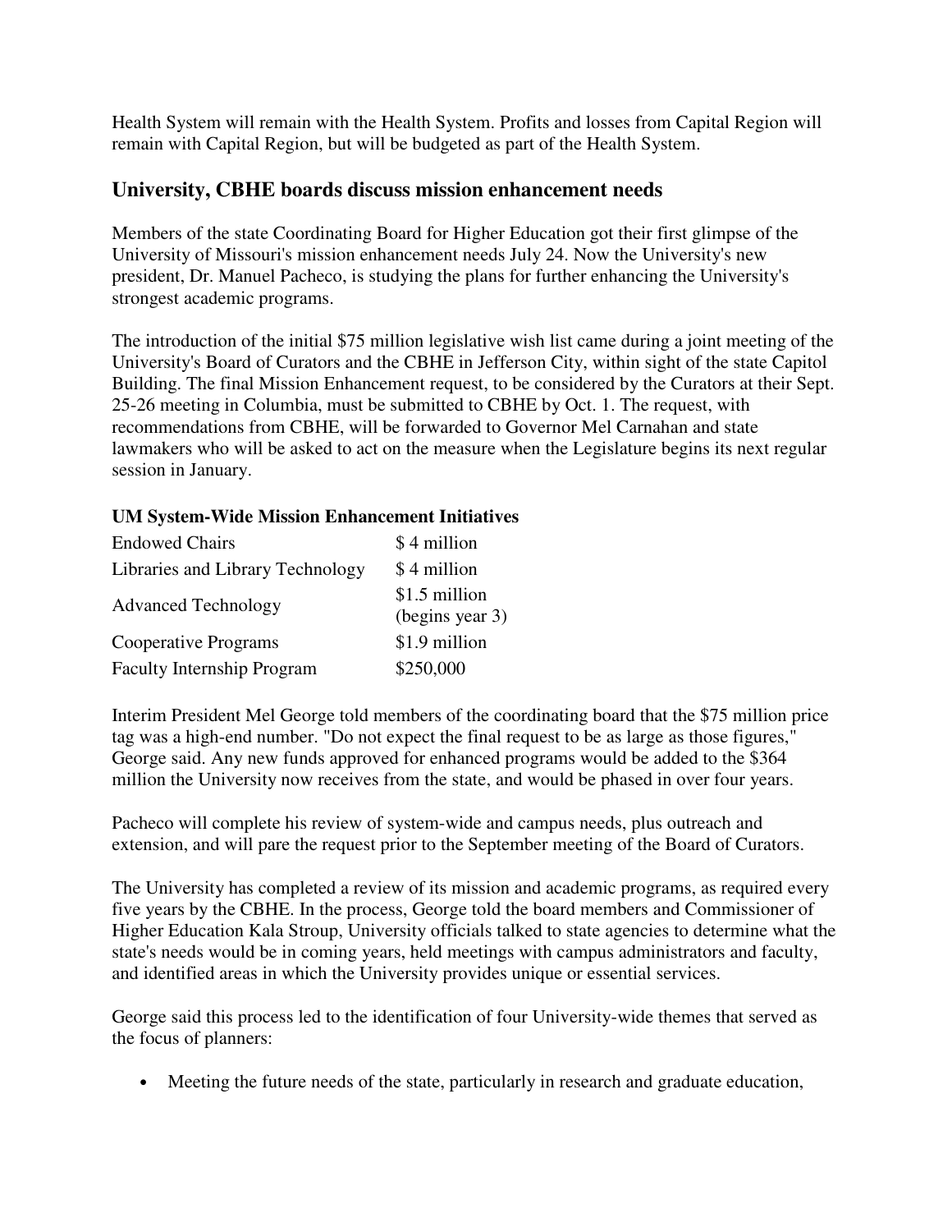Health System will remain with the Health System. Profits and losses from Capital Region will remain with Capital Region, but will be budgeted as part of the Health System.

## University, CBHE boards discuss mission enhancement needs

Members of the state Coordinating Board for Higher Education got their first glimpse of the University of Missouri's mission enhancement needs July 24. Now the University's new president, Dr. Manuel Pacheco, is studying the plans for further enhancing the University's strongest academic programs.

The introduction of the initial $75 million legislative wish list came during a joint meeting of the University's Board of Curators and the CBHE in Jefferson City, within sight of the state Capitol Building. The final Mission Enhancement request, to be considered by the Curators at their Sept. 25-26 meeting in Columbia, must be submitted to CBHE by Oct. 1. The request, with recommendations from CBHE, will be forwarded to Governor Mel Carnahan and state lawmakers who will be asked to act on the measure when the Legislature begins its next regular session in January.

**UM System-Wide Mission Enhancement Initiatives**

| | |
|---|---|
| Endowed Chairs | $ 4 million |
| Libraries and Library Technology | $ 4 million |
| Advanced Technology | $1.5 million (begins year 3) |
| Cooperative Programs | $1.9 million |
| Faculty Internship Program | $250,000 |

Interim President Mel George told members of the coordinating board that the $75 million price tag was a high-end number. "Do not expect the final request to be as large as those figures," George said. Any new funds approved for enhanced programs would be added to the $364 million the University now receives from the state, and would be phased in over four years.

Pacheco will complete his review of system-wide and campus needs, plus outreach and extension, and will pare the request prior to the September meeting of the Board of Curators.

The University has completed a review of its mission and academic programs, as required every five years by the CBHE. In the process, George told the board members and Commissioner of Higher Education Kala Stroup, University officials talked to state agencies to determine what the state's needs would be in coming years, held meetings with campus administrators and faculty, and identified areas in which the University provides unique or essential services.

George said this process led to the identification of four University-wide themes that served as the focus of planners:

- Meeting the future needs of the state, particularly in research and graduate education,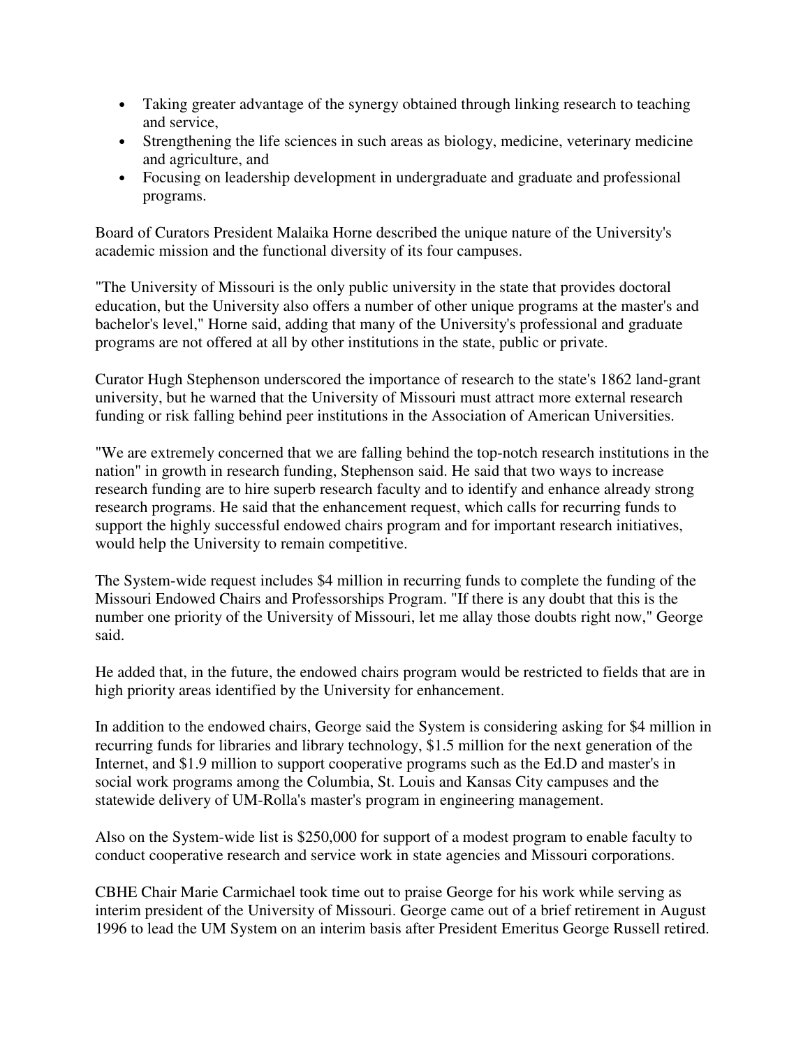- Taking greater advantage of the synergy obtained through linking research to teaching and service,
- Strengthening the life sciences in such areas as biology, medicine, veterinary medicine and agriculture, and
- Focusing on leadership development in undergraduate and graduate and professional programs.

Board of Curators President Malaika Horne described the unique nature of the University's academic mission and the functional diversity of its four campuses.

"The University of Missouri is the only public university in the state that provides doctoral education, but the University also offers a number of other unique programs at the master's and bachelor's level," Horne said, adding that many of the University's professional and graduate programs are not offered at all by other institutions in the state, public or private.

Curator Hugh Stephenson underscored the importance of research to the state's 1862 land-grant university, but he warned that the University of Missouri must attract more external research funding or risk falling behind peer institutions in the Association of American Universities.

"We are extremely concerned that we are falling behind the top-notch research institutions in the nation" in growth in research funding, Stephenson said. He said that two ways to increase research funding are to hire superb research faculty and to identify and enhance already strong research programs. He said that the enhancement request, which calls for recurring funds to support the highly successful endowed chairs program and for important research initiatives, would help the University to remain competitive.

The System-wide request includes $4 million in recurring funds to complete the funding of the Missouri Endowed Chairs and Professorships Program. "If there is any doubt that this is the number one priority of the University of Missouri, let me allay those doubts right now," George said.

He added that, in the future, the endowed chairs program would be restricted to fields that are in high priority areas identified by the University for enhancement.

In addition to the endowed chairs, George said the System is considering asking for $4 million in recurring funds for libraries and library technology, $1.5 million for the next generation of the Internet, and $1.9 million to support cooperative programs such as the Ed.D and master's in social work programs among the Columbia, St. Louis and Kansas City campuses and the statewide delivery of UM-Rolla's master's program in engineering management.

Also on the System-wide list is $250,000 for support of a modest program to enable faculty to conduct cooperative research and service work in state agencies and Missouri corporations.

CBHE Chair Marie Carmichael took time out to praise George for his work while serving as interim president of the University of Missouri. George came out of a brief retirement in August 1996 to lead the UM System on an interim basis after President Emeritus George Russell retired.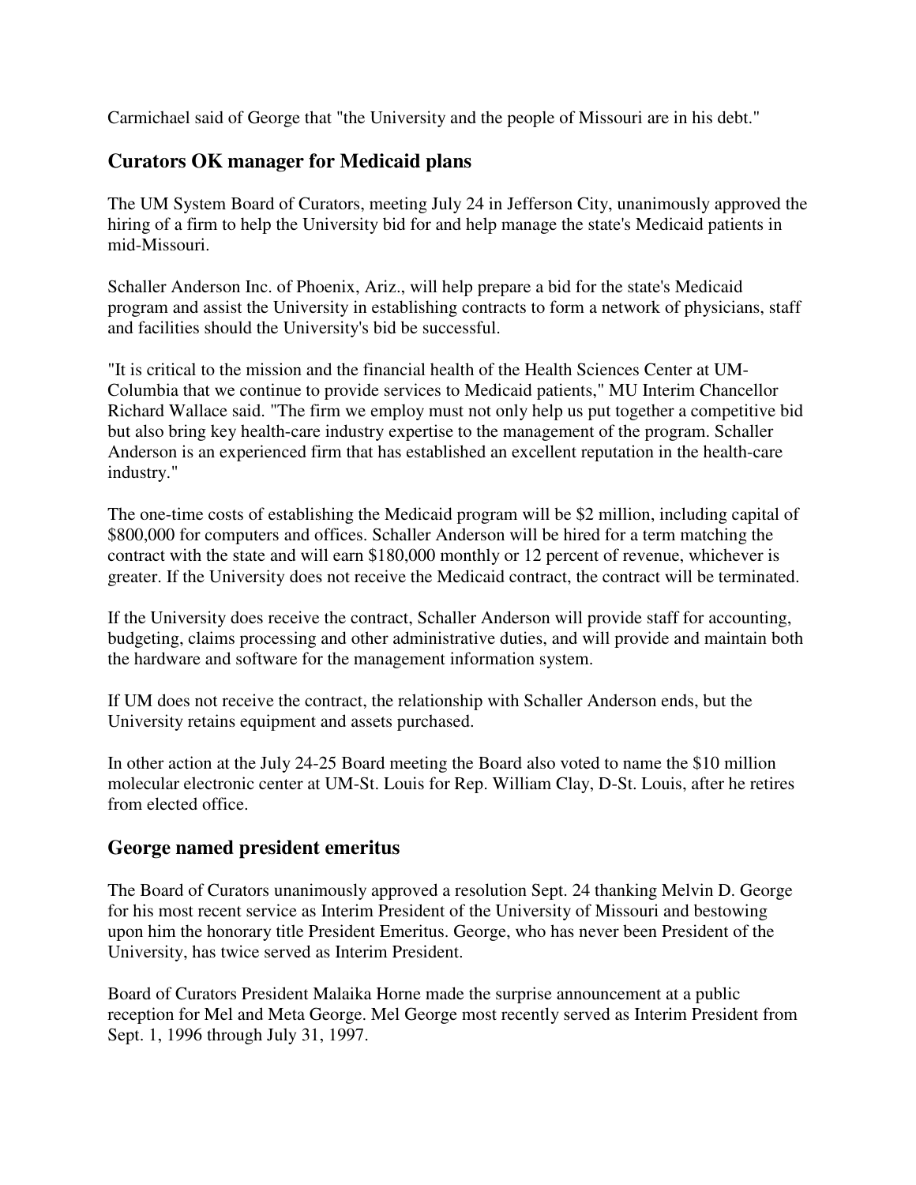Carmichael said of George that "the University and the people of Missouri are in his debt."

## Curators OK manager for Medicaid plans

The UM System Board of Curators, meeting July 24 in Jefferson City, unanimously approved the hiring of a firm to help the University bid for and help manage the state's Medicaid patients in mid-Missouri.

Schaller Anderson Inc. of Phoenix, Ariz., will help prepare a bid for the state's Medicaid program and assist the University in establishing contracts to form a network of physicians, staff and facilities should the University's bid be successful.

"It is critical to the mission and the financial health of the Health Sciences Center at UM-Columbia that we continue to provide services to Medicaid patients," MU Interim Chancellor Richard Wallace said. "The firm we employ must not only help us put together a competitive bid but also bring key health-care industry expertise to the management of the program. Schaller Anderson is an experienced firm that has established an excellent reputation in the health-care industry."

The one-time costs of establishing the Medicaid program will be $2 million, including capital of $800,000 for computers and offices. Schaller Anderson will be hired for a term matching the contract with the state and will earn $180,000 monthly or 12 percent of revenue, whichever is greater. If the University does not receive the Medicaid contract, the contract will be terminated.

If the University does receive the contract, Schaller Anderson will provide staff for accounting, budgeting, claims processing and other administrative duties, and will provide and maintain both the hardware and software for the management information system.

If UM does not receive the contract, the relationship with Schaller Anderson ends, but the University retains equipment and assets purchased.

In other action at the July 24-25 Board meeting the Board also voted to name the $10 million molecular electronic center at UM-St. Louis for Rep. William Clay, D-St. Louis, after he retires from elected office.

## George named president emeritus

The Board of Curators unanimously approved a resolution Sept. 24 thanking Melvin D. George for his most recent service as Interim President of the University of Missouri and bestowing upon him the honorary title President Emeritus. George, who has never been President of the University, has twice served as Interim President.

Board of Curators President Malaika Horne made the surprise announcement at a public reception for Mel and Meta George. Mel George most recently served as Interim President from Sept. 1, 1996 through July 31, 1997.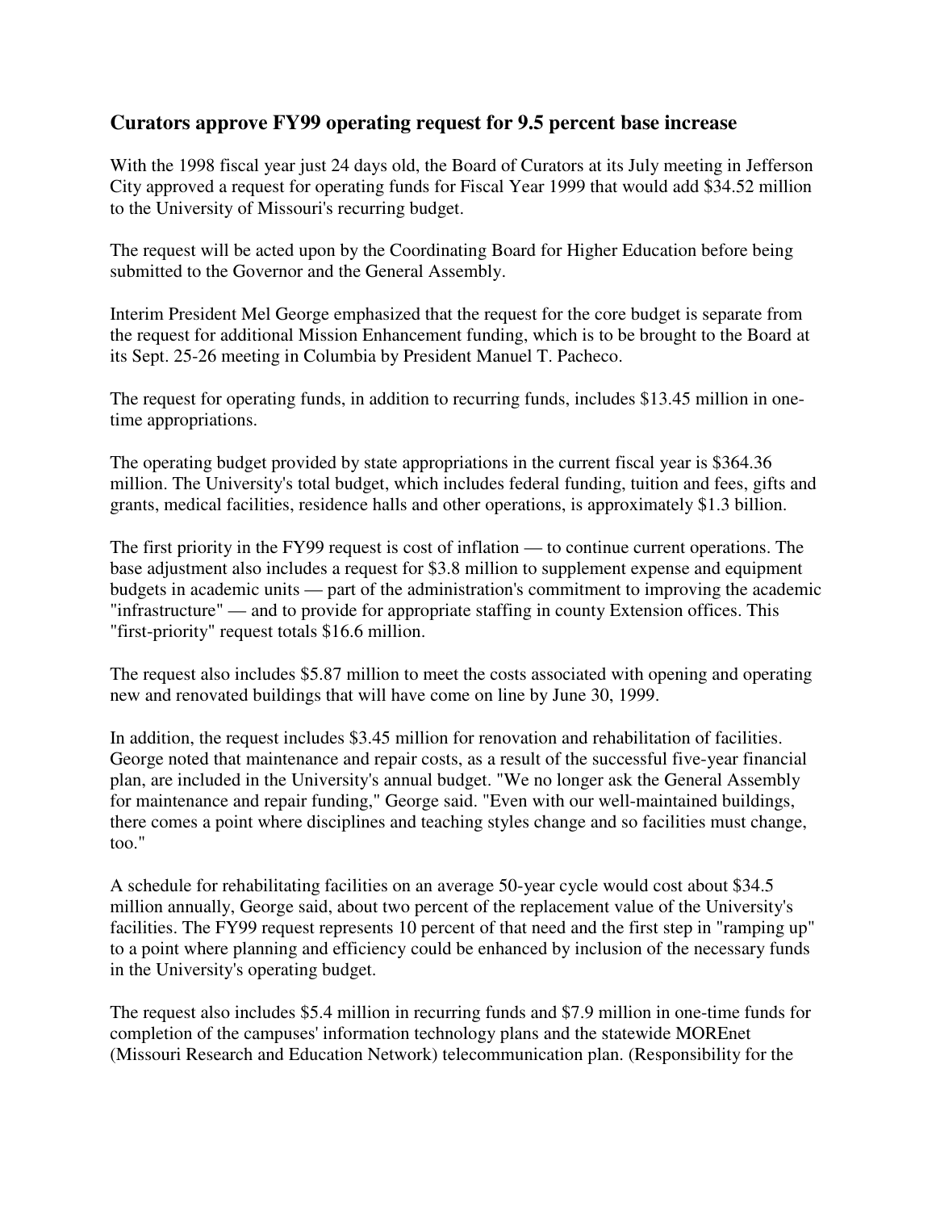## Curators approve FY99 operating request for 9.5 percent base increase

With the 1998 fiscal year just 24 days old, the Board of Curators at its July meeting in Jefferson City approved a request for operating funds for Fiscal Year 1999 that would add $34.52 million to the University of Missouri's recurring budget.

The request will be acted upon by the Coordinating Board for Higher Education before being submitted to the Governor and the General Assembly.

Interim President Mel George emphasized that the request for the core budget is separate from the request for additional Mission Enhancement funding, which is to be brought to the Board at its Sept. 25-26 meeting in Columbia by President Manuel T. Pacheco.

The request for operating funds, in addition to recurring funds, includes $13.45 million in one-time appropriations.

The operating budget provided by state appropriations in the current fiscal year is $364.36 million. The University's total budget, which includes federal funding, tuition and fees, gifts and grants, medical facilities, residence halls and other operations, is approximately $1.3 billion.

The first priority in the FY99 request is cost of inflation — to continue current operations. The base adjustment also includes a request for $3.8 million to supplement expense and equipment budgets in academic units — part of the administration's commitment to improving the academic "infrastructure" — and to provide for appropriate staffing in county Extension offices. This "first-priority" request totals $16.6 million.

The request also includes $5.87 million to meet the costs associated with opening and operating new and renovated buildings that will have come on line by June 30, 1999.

In addition, the request includes $3.45 million for renovation and rehabilitation of facilities. George noted that maintenance and repair costs, as a result of the successful five-year financial plan, are included in the University's annual budget. "We no longer ask the General Assembly for maintenance and repair funding," George said. "Even with our well-maintained buildings, there comes a point where disciplines and teaching styles change and so facilities must change, too."

A schedule for rehabilitating facilities on an average 50-year cycle would cost about $34.5 million annually, George said, about two percent of the replacement value of the University's facilities. The FY99 request represents 10 percent of that need and the first step in "ramping up" to a point where planning and efficiency could be enhanced by inclusion of the necessary funds in the University's operating budget.

The request also includes $5.4 million in recurring funds and $7.9 million in one-time funds for completion of the campuses' information technology plans and the statewide MOREnet (Missouri Research and Education Network) telecommunication plan. (Responsibility for the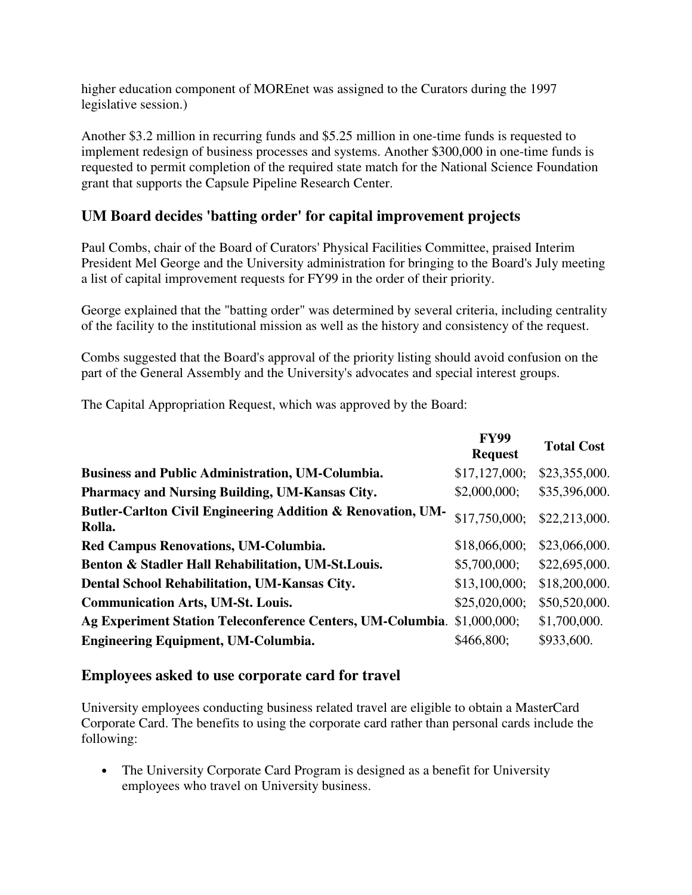higher education component of MOREnet was assigned to the Curators during the 1997 legislative session.)

Another $3.2 million in recurring funds and $5.25 million in one-time funds is requested to implement redesign of business processes and systems. Another $300,000 in one-time funds is requested to permit completion of the required state match for the National Science Foundation grant that supports the Capsule Pipeline Research Center.

## UM Board decides 'batting order' for capital improvement projects

Paul Combs, chair of the Board of Curators' Physical Facilities Committee, praised Interim President Mel George and the University administration for bringing to the Board's July meeting a list of capital improvement requests for FY99 in the order of their priority.

George explained that the "batting order" was determined by several criteria, including centrality of the facility to the institutional mission as well as the history and consistency of the request.

Combs suggested that the Board's approval of the priority listing should avoid confusion on the part of the General Assembly and the University's advocates and special interest groups.

The Capital Appropriation Request, which was approved by the Board:

| | FY99 Request | Total Cost |
|---|---|---|
| **Business and Public Administration, UM-Columbia.** | $17,127,000; | $23,355,000. |
| **Pharmacy and Nursing Building, UM-Kansas City.** | $2,000,000; | $35,396,000. |
| **Butler-Carlton Civil Engineering Addition & Renovation, UM-Rolla.** | $17,750,000; | $22,213,000. |
| **Red Campus Renovations, UM-Columbia.** | $18,066,000; | $23,066,000. |
| **Benton & Stadler Hall Rehabilitation, UM-St.Louis.** | $5,700,000; | $22,695,000. |
| **Dental School Rehabilitation, UM-Kansas City.** | $13,100,000; | $18,200,000. |
| **Communication Arts, UM-St. Louis.** | $25,020,000; | $50,520,000. |
| **Ag Experiment Station Teleconference Centers, UM-Columbia.** | $1,000,000; | $1,700,000. |
| **Engineering Equipment, UM-Columbia.** | $466,800; | $933,600. |

## Employees asked to use corporate card for travel

University employees conducting business related travel are eligible to obtain a MasterCard Corporate Card. The benefits to using the corporate card rather than personal cards include the following:

- The University Corporate Card Program is designed as a benefit for University employees who travel on University business.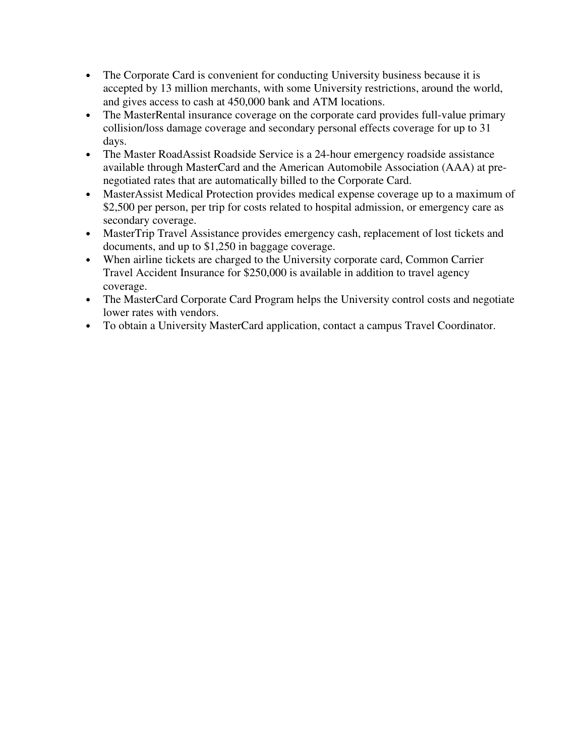- The Corporate Card is convenient for conducting University business because it is accepted by 13 million merchants, with some University restrictions, around the world, and gives access to cash at 450,000 bank and ATM locations.
- The MasterRental insurance coverage on the corporate card provides full-value primary collision/loss damage coverage and secondary personal effects coverage for up to 31 days.
- The Master RoadAssist Roadside Service is a 24-hour emergency roadside assistance available through MasterCard and the American Automobile Association (AAA) at pre-negotiated rates that are automatically billed to the Corporate Card.
- MasterAssist Medical Protection provides medical expense coverage up to a maximum of $2,500 per person, per trip for costs related to hospital admission, or emergency care as secondary coverage.
- MasterTrip Travel Assistance provides emergency cash, replacement of lost tickets and documents, and up to $1,250 in baggage coverage.
- When airline tickets are charged to the University corporate card, Common Carrier Travel Accident Insurance for $250,000 is available in addition to travel agency coverage.
- The MasterCard Corporate Card Program helps the University control costs and negotiate lower rates with vendors.
- To obtain a University MasterCard application, contact a campus Travel Coordinator.